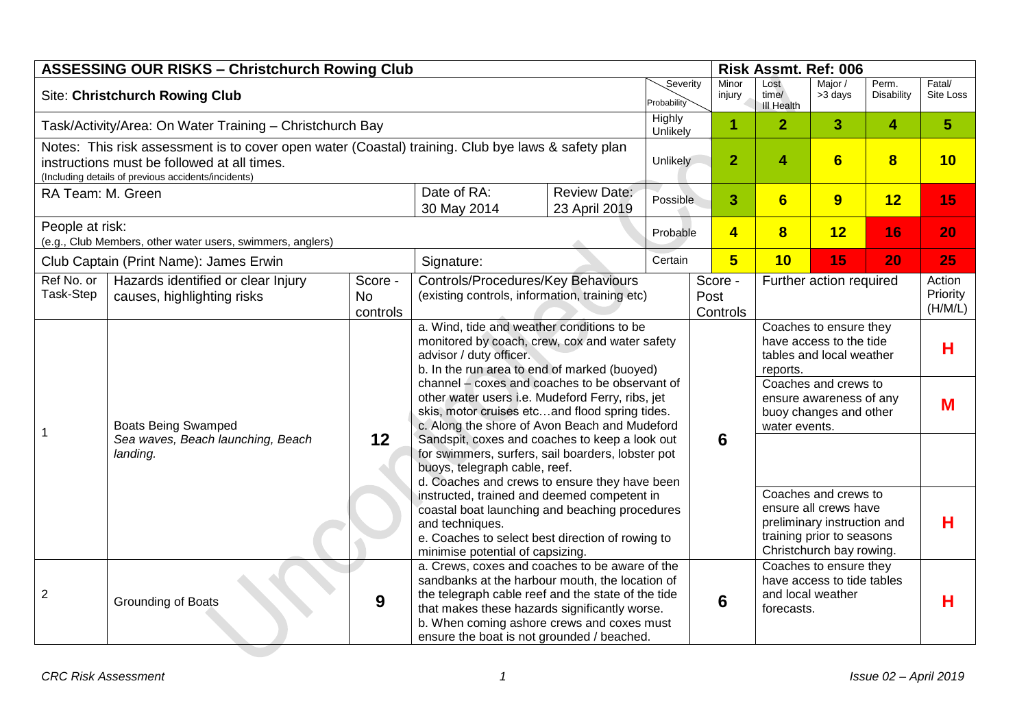| ASSESSING OUR RISKS – Christchurch Rowing Club | | | | | | Risk Assmt. Ref: 006 | | | | |
|---|---|---|---|---|---|---|---|---|---|---|
| Site: **Christchurch Rowing Club** | | | | | Severity / Probability | Minor injury | Lost time/ Ill Health | Major / >3 days | Perm. Disability | Fatal/ Site Loss |
| Task/Activity/Area: On Water Training – Christchurch Bay | | | | | Highly Unlikely | 1 | 2 | 3 | 4 | 5 |
| Notes: This risk assessment is to cover open water (Coastal) training. Club bye laws & safety plan instructions must be followed at all times. (Including details of previous accidents/incidents) | | | | | Unlikely | 2 | 4 | 6 | 8 | 10 |
| RA Team: M. Green | | | Date of RA: 30 May 2014 | Review Date: 23 April 2019 | Possible | 3 | 6 | 9 | 12 | 15 |
| People at risk: (e.g., Club Members, other water users, swimmers, anglers) | | | | | Probable | 4 | 8 | 12 | 16 | 20 |
| Club Captain (Print Name): James Erwin | | | Signature: | | Certain | 5 | 10 | 15 | 20 | 25 |

| Ref No. or Task-Step | Hazards identified or clear Injury causes, highlighting risks | Score - No controls | Controls/Procedures/Key Behaviours (existing controls, information, training etc) | Score - Post Controls | Further action required | Action Priority (H/M/L) |
|---|---|---|---|---|---|---|
| 1 | Boats Being Swamped<br>*Sea waves, Beach launching, Beach landing.* | 12 | a. Wind, tide and weather conditions to be monitored by coach, crew, cox and water safety advisor / duty officer.<br>b. In the run area to end of marked (buoyed) channel – coxes and coaches to be observant of other water users i.e. Mudeford Ferry, ribs, jet skis, motor cruises etc…and flood spring tides.<br>c. Along the shore of Avon Beach and Mudeford Sandspit, coxes and coaches to keep a look out for swimmers, surfers, sail boarders, lobster pot buoys, telegraph cable, reef.<br>d. Coaches and crews to ensure they have been instructed, trained and deemed competent in coastal boat launching and beaching procedures and techniques.<br>e. Coaches to select best direction of rowing to minimise potential of capsizing. | 6 | Coaches to ensure they have access to the tide tables and local weather reports. | H |
| | | | | | Coaches and crews to ensure awareness of any buoy changes and other water events. | M |
| | | | | | | |
| | | | | | Coaches and crews to ensure all crews have preliminary instruction and training prior to seasons Christchurch bay rowing. | H |
| 2 | Grounding of Boats | 9 | a. Crews, coxes and coaches to be aware of the sandbanks at the harbour mouth, the location of the telegraph cable reef and the state of the tide that makes these hazards significantly worse.<br>b. When coming ashore crews and coxes must ensure the boat is not grounded / beached. | 6 | Coaches to ensure they have access to tide tables and local weather forecasts. | H |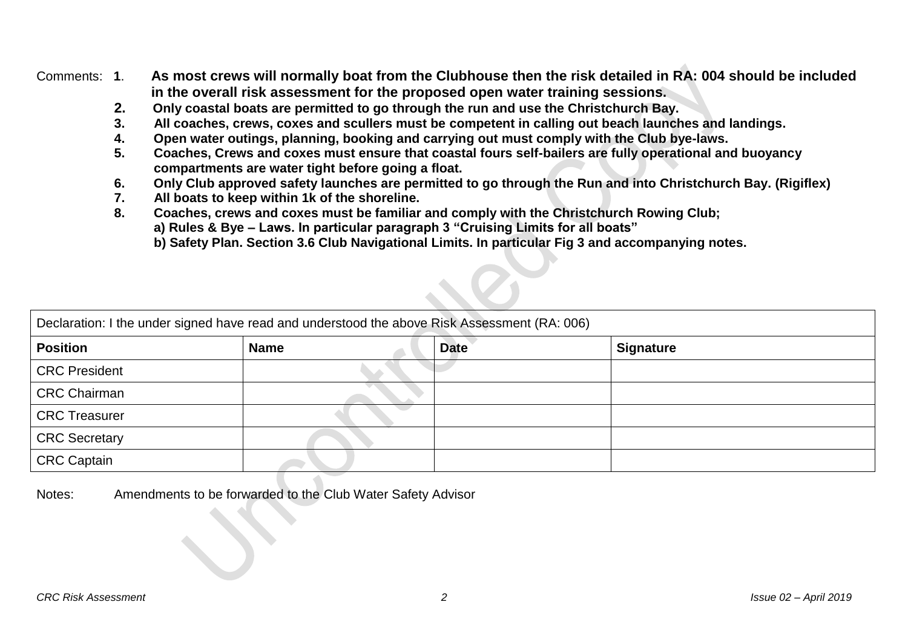Comments:

1. **As most crews will normally boat from the Clubhouse then the risk detailed in RA: 004 should be included in the overall risk assessment for the proposed open water training sessions.**
2. **Only coastal boats are permitted to go through the run and use the Christchurch Bay.**
3. **All coaches, crews, coxes and scullers must be competent in calling out beach launches and landings.**
4. **Open water outings, planning, booking and carrying out must comply with the Club bye-laws.**
5. **Coaches, Crews and coxes must ensure that coastal fours self-bailers are fully operational and buoyancy compartments are water tight before going a float.**
6. **Only Club approved safety launches are permitted to go through the Run and into Christchurch Bay. (Rigiflex)**
7. **All boats to keep within 1k of the shoreline.**
8. **Coaches, crews and coxes must be familiar and comply with the Christchurch Rowing Club;**
   **a) Rules & Bye – Laws. In particular paragraph 3 "Cruising Limits for all boats"**
   **b) Safety Plan. Section 3.6 Club Navigational Limits. In particular Fig 3 and accompanying notes.**

| Declaration: I the under signed have read and understood the above Risk Assessment (RA: 006) | | | |
|---|---|---|---|
| **Position** | **Name** | **Date** | **Signature** |
| CRC President | | | |
| CRC Chairman | | | |
| CRC Treasurer | | | |
| CRC Secretary | | | |
| CRC Captain | | | |

Notes: Amendments to be forwarded to the Club Water Safety Advisor